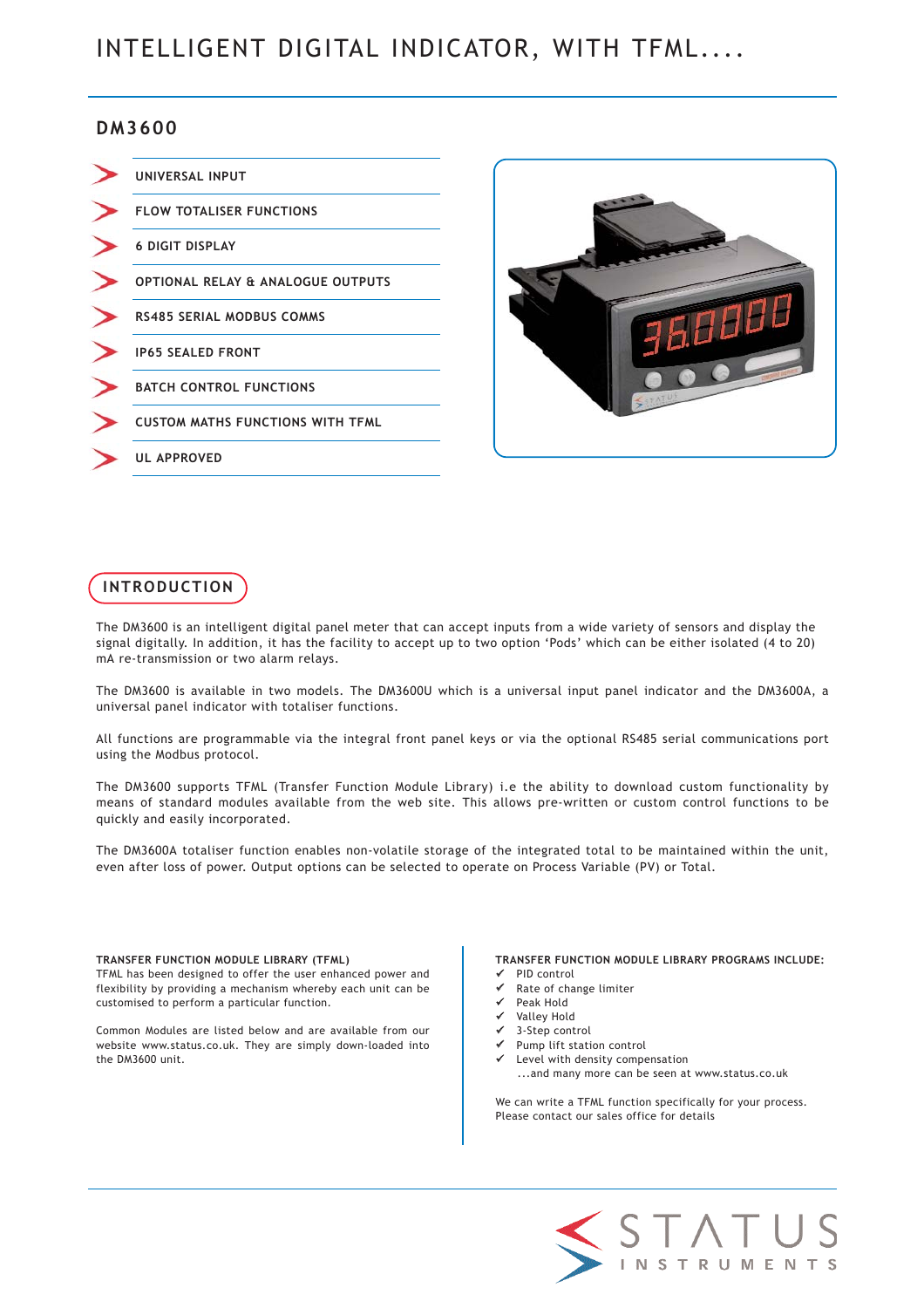# INTELLIGENT DIGITAL INDICATOR, WITH TFML....

## DM3600

- UNIVERSAL INPUT
- FLOW TOTALISER FUNCTIONS
- 6 DIGIT DISPLAY
- OPTIONAL RELAY & ANALOGUE OUTPUTS
- RS485 SERIAL MODBUS COMMS
- IP65 SEALED FRONT
- BATCH CONTROL FUNCTIONS
- CUSTOM MATHS FUNCTIONS WITH TFML
- UL APPROVED

## INTRODUCTION

The DM3600 is an intelligent digital panel meter that can accept inputs from a wide variety of sensors and display the signal digitally. In addition, it has the facility to accept up to two option 'Pods' which can be either isolated (4 to 20) mA re-transmission or two alarm relays.

The DM3600 is available in two models. The DM3600U which is a universal input panel indicator and the DM3600A, a universal panel indicator with totaliser functions.

All functions are programmable via the integral front panel keys or via the optional RS485 serial communications port using the Modbus protocol.

The DM3600 supports TFML (Transfer Function Module Library) i.e the ability to download custom functionality by means of standard modules available from the web site. This allows pre-written or custom control functions to be quickly and easily incorporated.

The DM3600A totaliser function enables non-volatile storage of the integrated total to be maintained within the unit, even after loss of power. Output options can be selected to operate on Process Variable (PV) or Total.

**TRANSFER FUNCTION MODULE LIBRARY (TFML)**
TFML has been designed to offer the user enhanced power and flexibility by providing a mechanism whereby each unit can be customised to perform a particular function.

Common Modules are listed below and are available from our website www.status.co.uk. They are simply down-loaded into the DM3600 unit.

**TRANSFER FUNCTION MODULE LIBRARY PROGRAMS INCLUDE:**

- ✔ PID control
- ✔ Rate of change limiter
- ✔ Peak Hold
- ✔ Valley Hold
- ✔ 3-Step control
- ✔ Pump lift station control
- ✔ Level with density compensation

...and many more can be seen at www.status.co.uk

We can write a TFML function specifically for your process. Please contact our sales office for details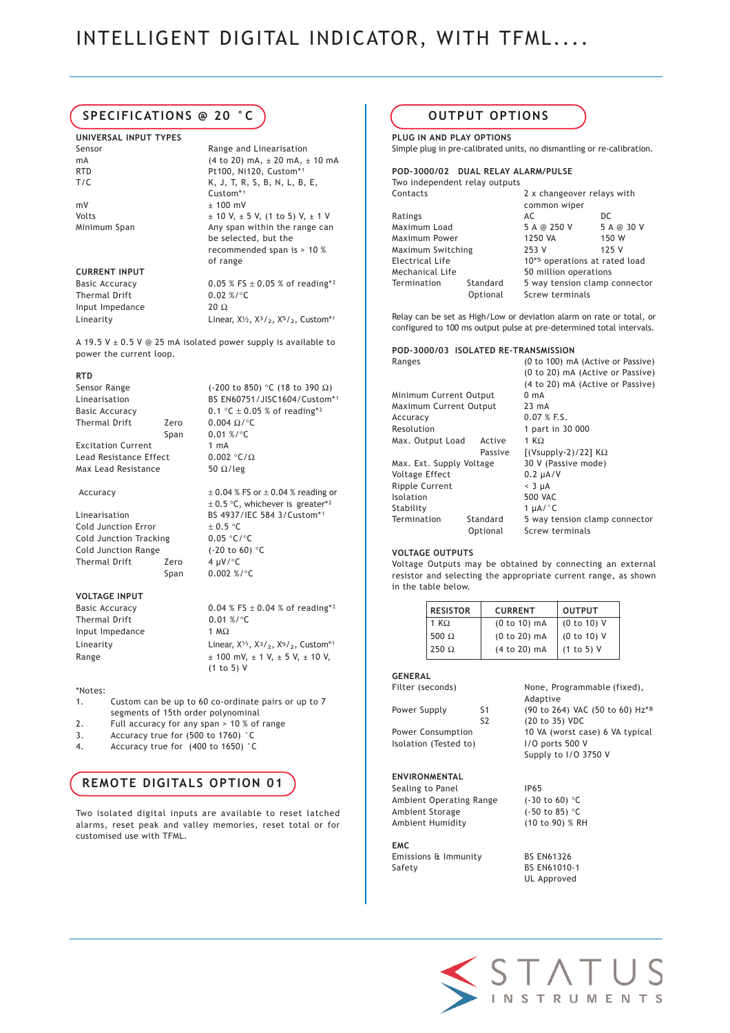# INTELLIGENT DIGITAL INDICATOR, WITH TFML....

## SPECIFICATIONS @ 20 °C

### UNIVERSAL INPUT TYPES

| | |
|---|---|
| Sensor | Range and Linearisation |
| mA | (4 to 20) mA, ± 20 mA, ± 10 mA |
| RTD | Pt100, Ni120, Custom*[1] |
| T/C | K, J, T, R, S, B, N, L, B, E, Custom*[1] |
| mV | ± 100 mV |
| Volts | ± 10 V, ± 5 V, (1 to 5) V, ± 1 V |
| Minimum Span | Any span within the range can be selected, but the recommended span is > 10 % of range |

### CURRENT INPUT

| | |
|---|---|
| Basic Accuracy | 0.05 % FS ± 0.05 % of reading*[2] |
| Thermal Drift | 0.02 %/°C |
| Input Impedance | 20 Ω |
| Linearity | Linear, $X^{1/2}$, $X^{3/2}$, $X^{5/2}$, Custom*[1] |

A 19.5 V ± 0.5 V @ 25 mA isolated power supply is available to power the current loop.

### RTD

| | | |
|---|---|---|
| Sensor Range | | (-200 to 850) °C (18 to 390 Ω) |
| Linearisation | | BS EN60751/JISC1604/Custom*[1] |
| Basic Accuracy | | 0.1 °C ± 0.05 % of reading*[2] |
| Thermal Drift | Zero | 0.004 Ω/°C |
| | Span | 0.01 %/°C |
| Excitation Current | | 1 mA |
| Lead Resistance Effect | | 0.002 °C/Ω |
| Max Lead Resistance | | 50 Ω/leg |

| | | |
|---|---|---|
| Accuracy | | ± 0.04 % FS or ± 0.04 % reading or ± 0.5 °C, whichever is greater*[2] |
| Linearisation | | BS 4937/IEC 584 3/Custom*[1] |
| Cold Junction Error | | ± 0.5 °C |
| Cold Junction Tracking | | 0.05 °C/°C |
| Cold Junction Range | | (-20 to 60) °C |
| Thermal Drift | Zero | 4 µV/°C |
| | Span | 0.002 %/°C |

### VOLTAGE INPUT

| | |
|---|---|
| Basic Accuracy | 0.04 % FS ± 0.04 % of reading*[2] |
| Thermal Drift | 0.01 %/°C |
| Input Impedance | 1 MΩ |
| Linearity | Linear, $X^{1/2}$, $X^{3/2}$, $X^{5/2}$, Custom*[1] |
| Range | ± 100 mV, ± 1 V, ± 5 V, ± 10 V, (1 to 5) V |

*Notes:
1. Custom can be up to 60 co-ordinate pairs or up to 7 segments of 15th order polynominal
2. Full accuracy for any span > 10 % of range
3. Accuracy true for (500 to 1760) °C
4. Accuracy true for (400 to 1650) °C

## REMOTE DIGITALS OPTION 01

Two isolated digital inputs are available to reset latched alarms, reset peak and valley memories, reset total or for customised use with TFML.

## OUTPUT OPTIONS

### PLUG IN AND PLAY OPTIONS

Simple plug in pre-calibrated units, no dismantling or re-calibration.

### POD-3000/02 DUAL RELAY ALARM/PULSE

Two independent relay outputs

| | | | |
|---|---|---|---|
| Contacts | | 2 x changeover relays with common wiper | |
| Ratings | | AC | DC |
| Maximum Load | | 5 A @ 250 V | 5 A @ 30 V |
| Maximum Power | | 1250 VA | 150 W |
| Maximum Switching | | 253 V | 125 V |
| Electrical Life | | 10*5 operations at rated load | |
| Mechanical Life | | 50 million operations | |
| Termination | Standard | 5 way tension clamp connector | |
| | Optional | Screw terminals | |

Relay can be set as High/Low or deviation alarm on rate or total, or configured to 100 ms output pulse at pre-determined total intervals.

### POD-3000/03 ISOLATED RE-TRANSMISSION

| | | |
|---|---|---|
| Ranges | | (0 to 100) mA (Active or Passive) (0 to 20) mA (Active or Passive) (4 to 20) mA (Active or Passive) |
| Minimum Current Output | | 0 mA |
| Maximum Current Output | | 23 mA |
| Accuracy | | 0.07 % F.S. |
| Resolution | | 1 part in 30 000 |
| Max. Output Load | Active | 1 KΩ |
| | Passive | [(Vsupply-2)/22] KΩ |
| Max. Ext. Supply Voltage | | 30 V (Passive mode) |
| Voltage Effect | | 0.2 µA/V |
| Ripple Current | | < 3 µA |
| Isolation | | 500 VAC |
| Stability | | 1 µA/°C |
| Termination | Standard | 5 way tension clamp connector |
| | Optional | Screw terminals |

### VOLTAGE OUTPUTS

Voltage Outputs may be obtained by connecting an external resistor and selecting the appropriate current range, as shown in the table below.

| RESISTOR | CURRENT | OUTPUT |
|---|---|---|
| 1 KΩ | (0 to 10) mA | (0 to 10) V |
| 500 Ω | (0 to 20) mA | (0 to 10) V |
| 250 Ω | (4 to 20) mA | (1 to 5) V |

### GENERAL

| | | |
|---|---|---|
| Filter (seconds) | | None, Programmable (fixed), Adaptive |
| Power Supply | S1 | (90 to 264) VAC (50 to 60) Hz*8 |
| | S2 | (20 to 35) VDC |
| Power Consumption | | 10 VA (worst case) 6 VA typical |
| Isolation (Tested to) | | I/O ports 500 V Supply to I/O 3750 V |

### ENVIRONMENTAL

| | |
|---|---|
| Sealing to Panel | IP65 |
| Ambient Operating Range | (-30 to 60) °C |
| Ambient Storage | (-50 to 85) °C |
| Ambient Humidity | (10 to 90) % RH |

### EMC

| | |
|---|---|
| Emissions & Immunity | BS EN61326 |
| Safety | BS EN61010-1 UL Approved |

STATUS INSTRUMENTS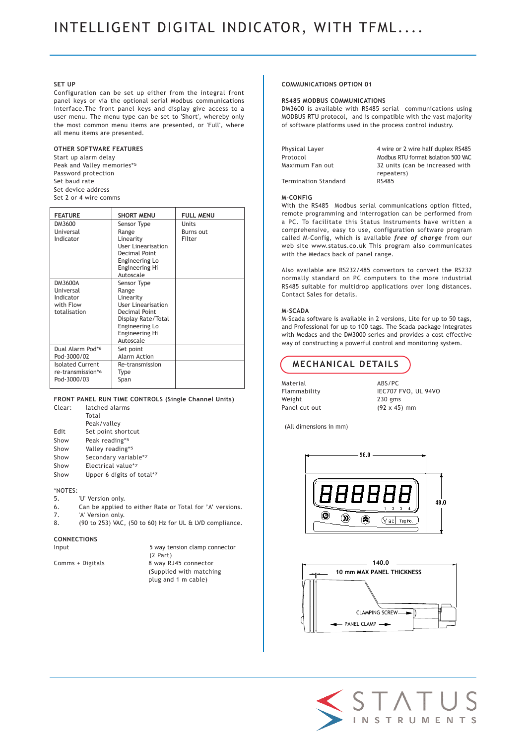# INTELLIGENT DIGITAL INDICATOR, WITH TFML....

**SET UP**

Configuration can be set up either from the integral front panel keys or via the optional serial Modbus communications interface.The front panel keys and display give access to a user menu. The menu type can be set to 'Short', whereby only the most common menu items are presented, or 'Full', where all menu items are presented.

**OTHER SOFTWARE FEATURES**

Start up alarm delay
Peak and Valley memories*5
Password protection
Set baud rate
Set device address
Set 2 or 4 wire comms

| FEATURE | SHORT MENU | FULL MENU |
|---|---|---|
| DM3600 Universal Indicator | Sensor Type<br>Range<br>Linearity<br>User Linearisation<br>Decimal Point<br>Engineering Lo<br>Engineering Hi<br>Autoscale | Units<br>Burns out<br>Filter |
| DM3600A Universal Indicator with Flow totalisation | Sensor Type<br>Range<br>Linearity<br>User Linearisation<br>Decimal Point<br>Display Rate/Total<br>Engineering Lo<br>Engineering Hi<br>Autoscale | |
| Dual Alarm Pod*6<br>Pod-3000/02 | Set point<br>Alarm Action | |
| Isolated Current re-transmission*6<br>Pod-3000/03 | Re-transmission<br>Type<br>Span | |

**FRONT PANEL RUN TIME CONTROLS (Single Channel Units)**

| | |
|---|---|
| Clear: | latched alarms |
| | Total |
| | Peak/valley |
| Edit | Set point shortcut |
| Show | Peak reading*5 |
| Show | Valley reading*5 |
| Show | Secondary variable*7 |
| Show | Electrical value*7 |
| Show | Upper 6 digits of total*7 |

*NOTES:

5. 'U' Version only.
6. Can be applied to either Rate or Total for 'A' versions.
7. 'A' Version only.
8. (90 to 253) VAC, (50 to 60) Hz for UL & LVD compliance.

**CONNECTIONS**

| | |
|---|---|
| Input | 5 way tension clamp connector (2 Part) |
| Comms + Digitals | 8 way RJ45 connector (Supplied with matching plug and 1 m cable) |

**COMMUNICATIONS OPTION 01**

**RS485 MODBUS COMMUNICATIONS**

DM3600 is available with RS485 serial communications using MODBUS RTU protocol, and is compatible with the vast majority of software platforms used in the process control industry.

| | |
|---|---|
| Physical Layer | 4 wire or 2 wire half duplex RS485 |
| Protocol | Modbus RTU format Isolation 500 VAC |
| Maximum Fan out | 32 units (can be increased with repeaters) |
| Termination Standard | RS485 |

**M-CONFIG**

With the RS485 Modbus serial communications option fitted, remote programming and interrogation can be performed from a PC. To facilitate this Status Instruments have written a comprehensive, easy to use, configuration software program called M-Config, which is available ***free of charge*** from our web site www.status.co.uk This program also communicates with the Medacs back of panel range.

Also available are RS232/485 convertors to convert the RS232 normally standard on PC computers to the more industrial RS485 suitable for multidrop applications over long distances. Contact Sales for details.

**M-SCADA**

M-Scada software is available in 2 versions, Lite for up to 50 tags, and Professional for up to 100 tags. The Scada package integrates with Medacs and the DM3000 series and provides a cost effective way of constructing a powerful control and monitoring system.

## MECHANICAL DETAILS

| | |
|---|---|
| Material | ABS/PC |
| Flammability | IEC707 FVO, UL 94VO |
| Weight | 230 gms |
| Panel cut out | (92 x 45) mm |

(All dimensions in mm)

96.0

48.0

140.0

10 mm MAX PANEL THICKNESS

CLAMPING SCREW

PANEL CLAMP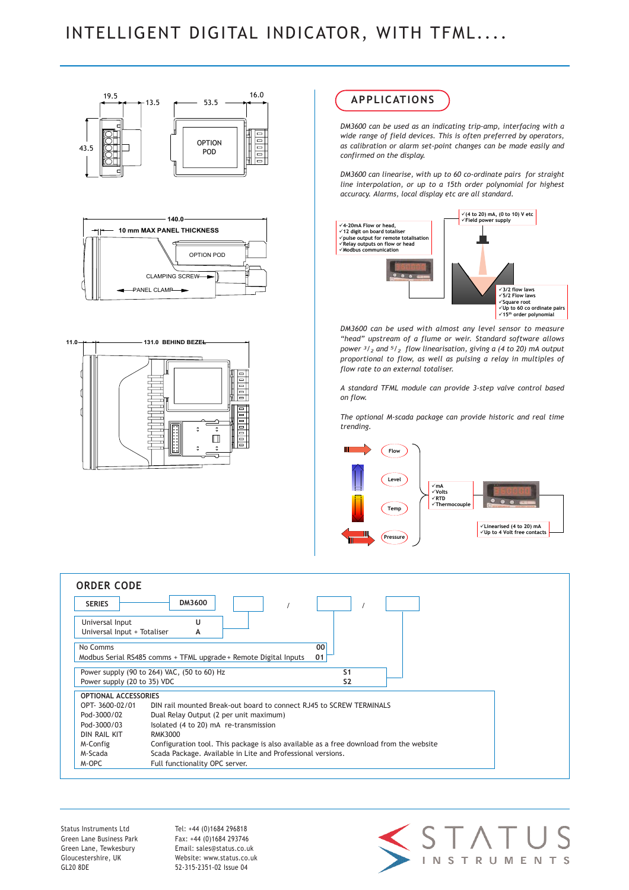# INTELLIGENT DIGITAL INDICATOR, WITH TFML....

19.5
13.5
53.5
16.0
43.5
OPTION POD

140.0
10 mm MAX PANEL THICKNESS
OPTION POD
CLAMPING SCREW
PANEL CLAMP

11.0
131.0 BEHIND BEZEL

## APPLICATIONS

*DM3600 can be used as an indicating trip-amp, interfacing with a wide range of field devices. This is often preferred by operators, as calibration or alarm set-point changes can be made easily and confirmed on the display.*

*DM3600 can linearise, with up to 60 co-ordinate pairs for straight line interpolation, or up to a 15th order polynomial for highest accuracy. Alarms, local display etc are all standard.*

✓4-20mA Flow or head,
✓12 digit on board totaliser
✓pulse output for remote totalisation
✓Relay outputs on flow or head
✓Modbus communication

✓(4 to 20) mA, (0 to 10) V etc
✓Field power supply

✓3/2 flow laws
✓5/2 Flow laws
✓Square root
✓Up to 60 co ordinate pairs
✓15th order polynomial

*DM3600 can be used with almost any level sensor to measure "head" upstream of a flume or weir. Standard software allows power $^{3}/_{2}$ and $^{5}/_{2}$ flow linearisation, giving a (4 to 20) mA output proportional to flow, as well as pulsing a relay in multiples of flow rate to an external totaliser.*

*A standard TFML module can provide 3-step valve control based on flow.*

*The optional M-scada package can provide historic and real time trending.*

Flow
Level
Temp
Pressure

✓mA
✓Volts
✓RTD
✓Thermocouple

✓Linearised (4 to 20) mA
✓Up to 4 Volt free contacts

## ORDER CODE

| SERIES | DM3600 | | / | | / | |
|---|---|---|---|---|---|---|

| | |
|---|---|
| Universal Input | U |
| Universal Input + Totaliser | A |

| | |
|---|---|
| No Comms | 00 |
| Modbus Serial RS485 comms + TFML upgrade + Remote Digital Inputs | 01 |

| | |
|---|---|
| Power supply (90 to 264) VAC, (50 to 60) Hz | S1 |
| Power supply (20 to 35) VDC | S2 |

### OPTIONAL ACCESSORIES

| | |
|---|---|
| OPT- 3600-02/01 | DIN rail mounted Break-out board to connect RJ45 to SCREW TERMINALS |
| Pod-3000/02 | Dual Relay Output (2 per unit maximum) |
| Pod-3000/03 | Isolated (4 to 20) mA re-transmission |
| DIN RAIL KIT | RMK3000 |
| M-Config | Configuration tool. This package is also available as a free download from the website |
| M-Scada | Scada Package. Available in Lite and Professional versions. |
| M-OPC | Full functionality OPC server. |

Status Instruments Ltd
Green Lane Business Park
Green Lane, Tewkesbury
Gloucestershire, UK
GL20 8DE

Tel: +44 (0)1684 296818
Fax: +44 (0)1684 293746
Email: sales@status.co.uk
Website: www.status.co.uk
52-315-2351-02 Issue 04

STATUS INSTRUMENTS